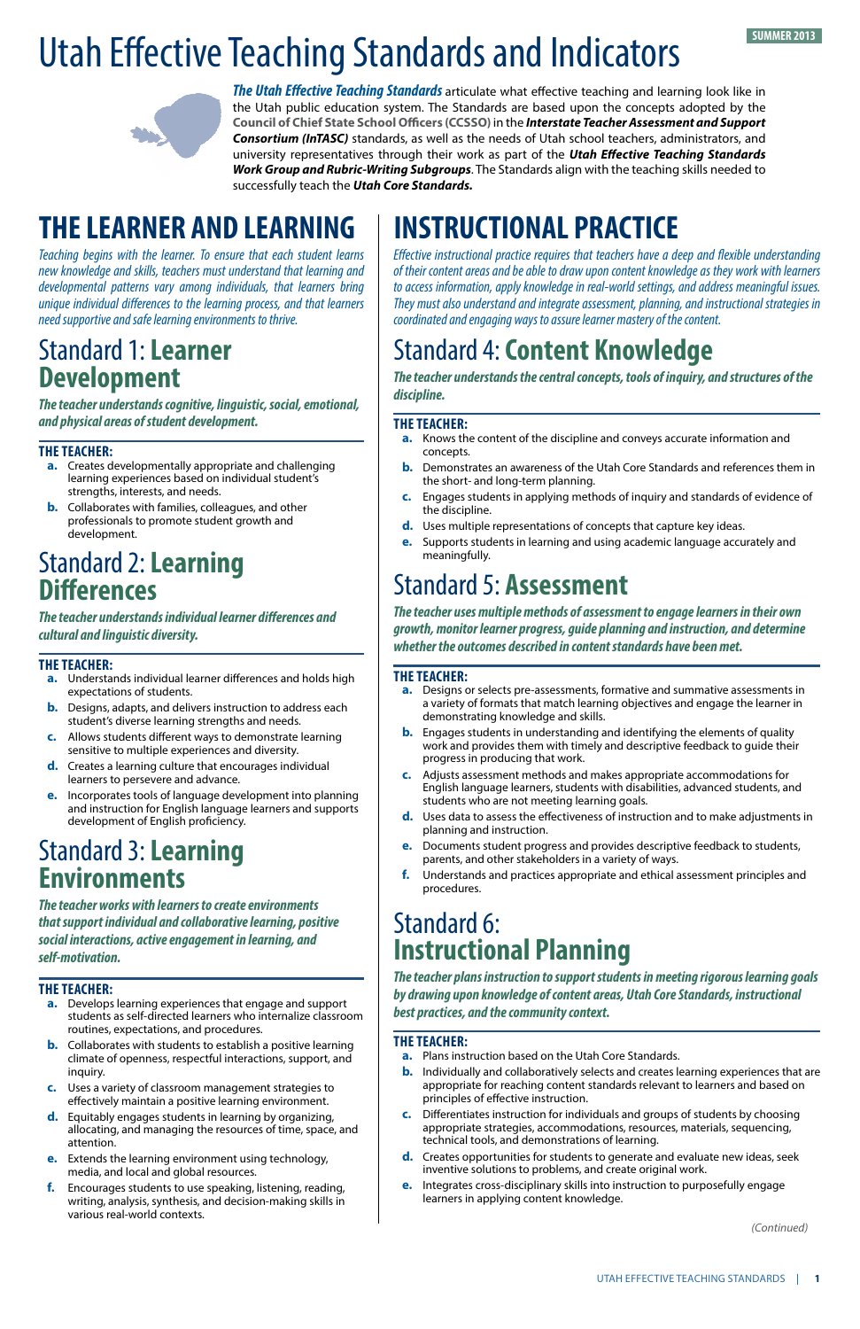SUMMER 2013

# Utah Effective Teaching Standards and Indicators

***The Utah Effective Teaching Standards*** articulate what effective teaching and learning look like in the Utah public education system. The Standards are based upon the concepts adopted by the **Council of Chief State School Officers (CCSSO)** in the ***Interstate Teacher Assessment and Support Consortium (InTASC)*** standards, as well as the needs of Utah school teachers, administrators, and university representatives through their work as part of the ***Utah Effective Teaching Standards Work Group and Rubric-Writing Subgroups***. The Standards align with the teaching skills needed to successfully teach the ***Utah Core Standards.***

## THE LEARNER AND LEARNING

*Teaching begins with the learner. To ensure that each student learns new knowledge and skills, teachers must understand that learning and developmental patterns vary among individuals, that learners bring unique individual differences to the learning process, and that learners need supportive and safe learning environments to thrive.*

### Standard 1: Learner Development

***The teacher understands cognitive, linguistic, social, emotional, and physical areas of student development.***

**THE TEACHER:**

- **a.** Creates developmentally appropriate and challenging learning experiences based on individual student's strengths, interests, and needs.
- **b.** Collaborates with families, colleagues, and other professionals to promote student growth and development.

### Standard 2: Learning Differences

***The teacher understands individual learner differences and cultural and linguistic diversity.***

**THE TEACHER:**

- **a.** Understands individual learner differences and holds high expectations of students.
- **b.** Designs, adapts, and delivers instruction to address each student's diverse learning strengths and needs.
- **c.** Allows students different ways to demonstrate learning sensitive to multiple experiences and diversity.
- **d.** Creates a learning culture that encourages individual learners to persevere and advance.
- **e.** Incorporates tools of language development into planning and instruction for English language learners and supports development of English proficiency.

### Standard 3: Learning Environments

***The teacher works with learners to create environments that support individual and collaborative learning, positive social interactions, active engagement in learning, and self-motivation.***

**THE TEACHER:**

- **a.** Develops learning experiences that engage and support students as self-directed learners who internalize classroom routines, expectations, and procedures.
- **b.** Collaborates with students to establish a positive learning climate of openness, respectful interactions, support, and inquiry.
- **c.** Uses a variety of classroom management strategies to effectively maintain a positive learning environment.
- **d.** Equitably engages students in learning by organizing, allocating, and managing the resources of time, space, and attention.
- **e.** Extends the learning environment using technology, media, and local and global resources.
- **f.** Encourages students to use speaking, listening, reading, writing, analysis, synthesis, and decision-making skills in various real-world contexts.

## INSTRUCTIONAL PRACTICE

*Effective instructional practice requires that teachers have a deep and flexible understanding of their content areas and be able to draw upon content knowledge as they work with learners to access information, apply knowledge in real-world settings, and address meaningful issues. They must also understand and integrate assessment, planning, and instructional strategies in coordinated and engaging ways to assure learner mastery of the content.*

### Standard 4: Content Knowledge

***The teacher understands the central concepts, tools of inquiry, and structures of the discipline.***

**THE TEACHER:**

- **a.** Knows the content of the discipline and conveys accurate information and concepts.
- **b.** Demonstrates an awareness of the Utah Core Standards and references them in the short- and long-term planning.
- **c.** Engages students in applying methods of inquiry and standards of evidence of the discipline.
- **d.** Uses multiple representations of concepts that capture key ideas.
- **e.** Supports students in learning and using academic language accurately and meaningfully.

### Standard 5: Assessment

***The teacher uses multiple methods of assessment to engage learners in their own growth, monitor learner progress, guide planning and instruction, and determine whether the outcomes described in content standards have been met.***

**THE TEACHER:**

- **a.** Designs or selects pre-assessments, formative and summative assessments in a variety of formats that match learning objectives and engage the learner in demonstrating knowledge and skills.
- **b.** Engages students in understanding and identifying the elements of quality work and provides them with timely and descriptive feedback to guide their progress in producing that work.
- **c.** Adjusts assessment methods and makes appropriate accommodations for English language learners, students with disabilities, advanced students, and students who are not meeting learning goals.
- **d.** Uses data to assess the effectiveness of instruction and to make adjustments in planning and instruction.
- **e.** Documents student progress and provides descriptive feedback to students, parents, and other stakeholders in a variety of ways.
- **f.** Understands and practices appropriate and ethical assessment principles and procedures.

### Standard 6: Instructional Planning

***The teacher plans instruction to support students in meeting rigorous learning goals by drawing upon knowledge of content areas, Utah Core Standards, instructional best practices, and the community context.***

**THE TEACHER:**

- **a.** Plans instruction based on the Utah Core Standards.
- **b.** Individually and collaboratively selects and creates learning experiences that are appropriate for reaching content standards relevant to learners and based on principles of effective instruction.
- **c.** Differentiates instruction for individuals and groups of students by choosing appropriate strategies, accommodations, resources, materials, sequencing, technical tools, and demonstrations of learning.
- **d.** Creates opportunities for students to generate and evaluate new ideas, seek inventive solutions to problems, and create original work.
- **e.** Integrates cross-disciplinary skills into instruction to purposefully engage learners in applying content knowledge.

*(Continued)*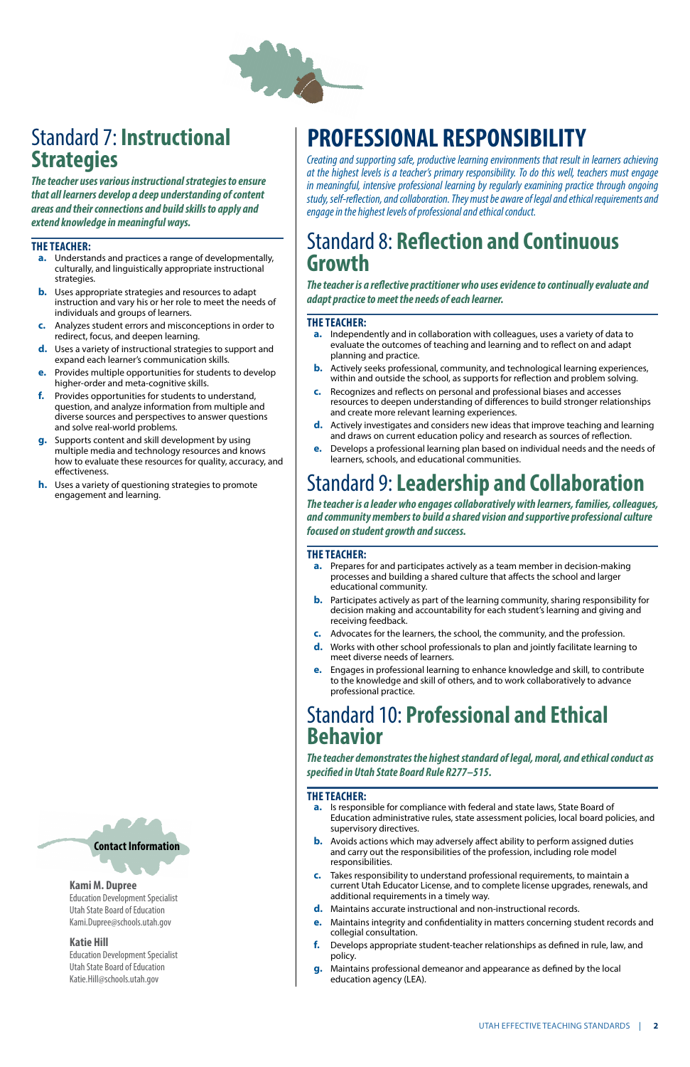## Standard 7: **Instructional Strategies**

***The teacher uses various instructional strategies to ensure that all learners develop a deep understanding of content areas and their connections and build skills to apply and extend knowledge in meaningful ways.***

**THE TEACHER:**

- **a.** Understands and practices a range of developmentally, culturally, and linguistically appropriate instructional strategies.
- **b.** Uses appropriate strategies and resources to adapt instruction and vary his or her role to meet the needs of individuals and groups of learners.
- **c.** Analyzes student errors and misconceptions in order to redirect, focus, and deepen learning.
- **d.** Uses a variety of instructional strategies to support and expand each learner's communication skills.
- **e.** Provides multiple opportunities for students to develop higher-order and meta-cognitive skills.
- **f.** Provides opportunities for students to understand, question, and analyze information from multiple and diverse sources and perspectives to answer questions and solve real-world problems.
- **g.** Supports content and skill development by using multiple media and technology resources and knows how to evaluate these resources for quality, accuracy, and effectiveness.
- **h.** Uses a variety of questioning strategies to promote engagement and learning.

**Contact Information**

**Kami M. Dupree**
Education Development Specialist
Utah State Board of Education
Kami.Dupree@schools.utah.gov

**Katie Hill**
Education Development Specialist
Utah State Board of Education
Katie.Hill@schools.utah.gov

# PROFESSIONAL RESPONSIBILITY

*Creating and supporting safe, productive learning environments that result in learners achieving at the highest levels is a teacher's primary responsibility. To do this well, teachers must engage in meaningful, intensive professional learning by regularly examining practice through ongoing study, self-reflection, and collaboration. They must be aware of legal and ethical requirements and engage in the highest levels of professional and ethical conduct.*

## Standard 8: **Reflection and Continuous Growth**

***The teacher is a reflective practitioner who uses evidence to continually evaluate and adapt practice to meet the needs of each learner.***

**THE TEACHER:**

- **a.** Independently and in collaboration with colleagues, uses a variety of data to evaluate the outcomes of teaching and learning and to reflect on and adapt planning and practice.
- **b.** Actively seeks professional, community, and technological learning experiences, within and outside the school, as supports for reflection and problem solving.
- **c.** Recognizes and reflects on personal and professional biases and accesses resources to deepen understanding of differences to build stronger relationships and create more relevant learning experiences.
- **d.** Actively investigates and considers new ideas that improve teaching and learning and draws on current education policy and research as sources of reflection.
- **e.** Develops a professional learning plan based on individual needs and the needs of learners, schools, and educational communities.

## Standard 9: **Leadership and Collaboration**

***The teacher is a leader who engages collaboratively with learners, families, colleagues, and community members to build a shared vision and supportive professional culture focused on student growth and success.***

**THE TEACHER:**

- **a.** Prepares for and participates actively as a team member in decision-making processes and building a shared culture that affects the school and larger educational community.
- **b.** Participates actively as part of the learning community, sharing responsibility for decision making and accountability for each student's learning and giving and receiving feedback.
- **c.** Advocates for the learners, the school, the community, and the profession.
- **d.** Works with other school professionals to plan and jointly facilitate learning to meet diverse needs of learners.
- **e.** Engages in professional learning to enhance knowledge and skill, to contribute to the knowledge and skill of others, and to work collaboratively to advance professional practice.

## Standard 10: **Professional and Ethical Behavior**

***The teacher demonstrates the highest standard of legal, moral, and ethical conduct as specified in Utah State Board Rule R277–515.***

**THE TEACHER:**

- **a.** Is responsible for compliance with federal and state laws, State Board of Education administrative rules, state assessment policies, local board policies, and supervisory directives.
- **b.** Avoids actions which may adversely affect ability to perform assigned duties and carry out the responsibilities of the profession, including role model responsibilities.
- **c.** Takes responsibility to understand professional requirements, to maintain a current Utah Educator License, and to complete license upgrades, renewals, and additional requirements in a timely way.
- **d.** Maintains accurate instructional and non-instructional records.
- **e.** Maintains integrity and confidentiality in matters concerning student records and collegial consultation.
- **f.** Develops appropriate student-teacher relationships as defined in rule, law, and policy.
- **g.** Maintains professional demeanor and appearance as defined by the local education agency (LEA).